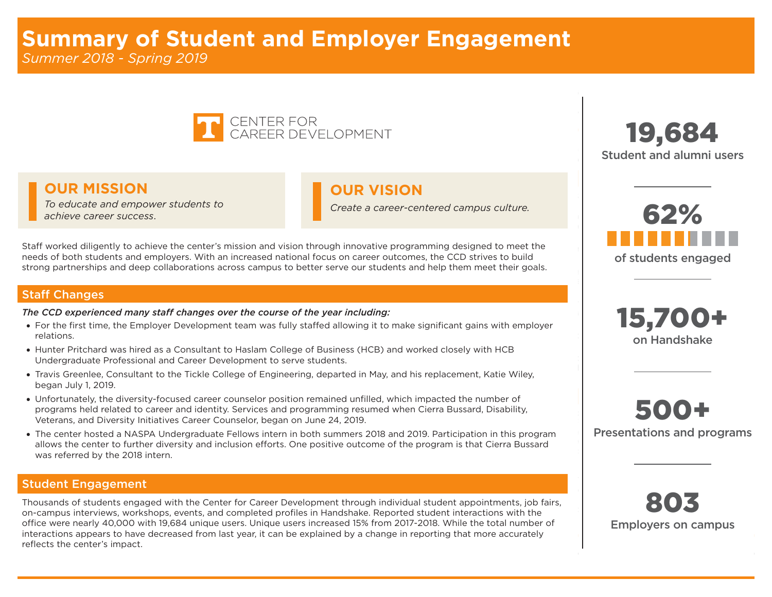# Summary of Student and Employer Engagement

*Summer 2018 - Spring 2019*

CENTER FOR CAREER DEVELOPMENT

## OUR MISSION

*To educate and empower students to achieve career success.*

## OUR VISION

*Create a career-centered campus culture.*

Staff worked diligently to achieve the center's mission and vision through innovative programming designed to meet the needs of both students and employers. With an increased national focus on career outcomes, the CCD strives to build strong partnerships and deep collaborations across campus to better serve our students and help them meet their goals.

## Staff Changes

***The CCD experienced many staff changes over the course of the year including:***

- For the first time, the Employer Development team was fully staffed allowing it to make significant gains with employer relations.
- Hunter Pritchard was hired as a Consultant to Haslam College of Business (HCB) and worked closely with HCB Undergraduate Professional and Career Development to serve students.
- Travis Greenlee, Consultant to the Tickle College of Engineering, departed in May, and his replacement, Katie Wiley, began July 1, 2019.
- Unfortunately, the diversity-focused career counselor position remained unfilled, which impacted the number of programs held related to career and identity. Services and programming resumed when Cierra Bussard, Disability, Veterans, and Diversity Initiatives Career Counselor, began on June 24, 2019.
- The center hosted a NASPA Undergraduate Fellows intern in both summers 2018 and 2019. Participation in this program allows the center to further diversity and inclusion efforts. One positive outcome of the program is that Cierra Bussard was referred by the 2018 intern.

## Student Engagement

Thousands of students engaged with the Center for Career Development through individual student appointments, job fairs, on-campus interviews, workshops, events, and completed profiles in Handshake. Reported student interactions with the office were nearly 40,000 with 19,684 unique users. Unique users increased 15% from 2017-2018. While the total number of interactions appears to have decreased from last year, it can be explained by a change in reporting that more accurately reflects the center's impact.

**19,684**
Student and alumni users

**62%**
of students engaged

**15,700+**
on Handshake

**500+**
Presentations and programs

**803**
Employers on campus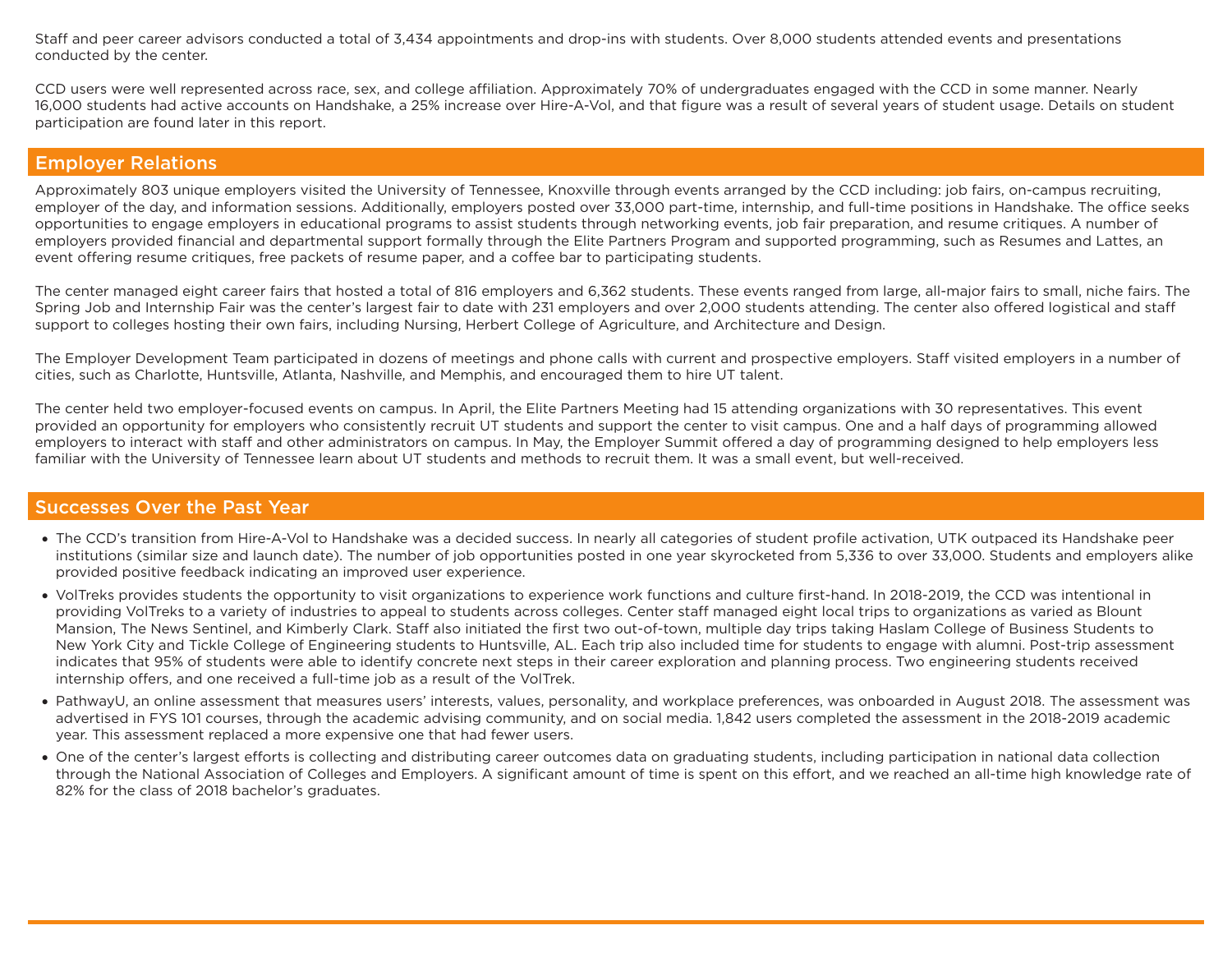Staff and peer career advisors conducted a total of 3,434 appointments and drop-ins with students. Over 8,000 students attended events and presentations conducted by the center.

CCD users were well represented across race, sex, and college affiliation. Approximately 70% of undergraduates engaged with the CCD in some manner. Nearly 16,000 students had active accounts on Handshake, a 25% increase over Hire-A-Vol, and that figure was a result of several years of student usage. Details on student participation are found later in this report.

## Employer Relations

Approximately 803 unique employers visited the University of Tennessee, Knoxville through events arranged by the CCD including: job fairs, on-campus recruiting, employer of the day, and information sessions. Additionally, employers posted over 33,000 part-time, internship, and full-time positions in Handshake. The office seeks opportunities to engage employers in educational programs to assist students through networking events, job fair preparation, and resume critiques. A number of employers provided financial and departmental support formally through the Elite Partners Program and supported programming, such as Resumes and Lattes, an event offering resume critiques, free packets of resume paper, and a coffee bar to participating students.

The center managed eight career fairs that hosted a total of 816 employers and 6,362 students. These events ranged from large, all-major fairs to small, niche fairs. The Spring Job and Internship Fair was the center's largest fair to date with 231 employers and over 2,000 students attending. The center also offered logistical and staff support to colleges hosting their own fairs, including Nursing, Herbert College of Agriculture, and Architecture and Design.

The Employer Development Team participated in dozens of meetings and phone calls with current and prospective employers. Staff visited employers in a number of cities, such as Charlotte, Huntsville, Atlanta, Nashville, and Memphis, and encouraged them to hire UT talent.

The center held two employer-focused events on campus. In April, the Elite Partners Meeting had 15 attending organizations with 30 representatives. This event provided an opportunity for employers who consistently recruit UT students and support the center to visit campus. One and a half days of programming allowed employers to interact with staff and other administrators on campus. In May, the Employer Summit offered a day of programming designed to help employers less familiar with the University of Tennessee learn about UT students and methods to recruit them. It was a small event, but well-received.

## Successes Over the Past Year

- The CCD's transition from Hire-A-Vol to Handshake was a decided success. In nearly all categories of student profile activation, UTK outpaced its Handshake peer institutions (similar size and launch date). The number of job opportunities posted in one year skyrocketed from 5,336 to over 33,000. Students and employers alike provided positive feedback indicating an improved user experience.
- VolTreks provides students the opportunity to visit organizations to experience work functions and culture first-hand. In 2018-2019, the CCD was intentional in providing VolTreks to a variety of industries to appeal to students across colleges. Center staff managed eight local trips to organizations as varied as Blount Mansion, The News Sentinel, and Kimberly Clark. Staff also initiated the first two out-of-town, multiple day trips taking Haslam College of Business Students to New York City and Tickle College of Engineering students to Huntsville, AL. Each trip also included time for students to engage with alumni. Post-trip assessment indicates that 95% of students were able to identify concrete next steps in their career exploration and planning process. Two engineering students received internship offers, and one received a full-time job as a result of the VolTrek.
- PathwayU, an online assessment that measures users' interests, values, personality, and workplace preferences, was onboarded in August 2018. The assessment was advertised in FYS 101 courses, through the academic advising community, and on social media. 1,842 users completed the assessment in the 2018-2019 academic year. This assessment replaced a more expensive one that had fewer users.
- One of the center's largest efforts is collecting and distributing career outcomes data on graduating students, including participation in national data collection through the National Association of Colleges and Employers. A significant amount of time is spent on this effort, and we reached an all-time high knowledge rate of 82% for the class of 2018 bachelor's graduates.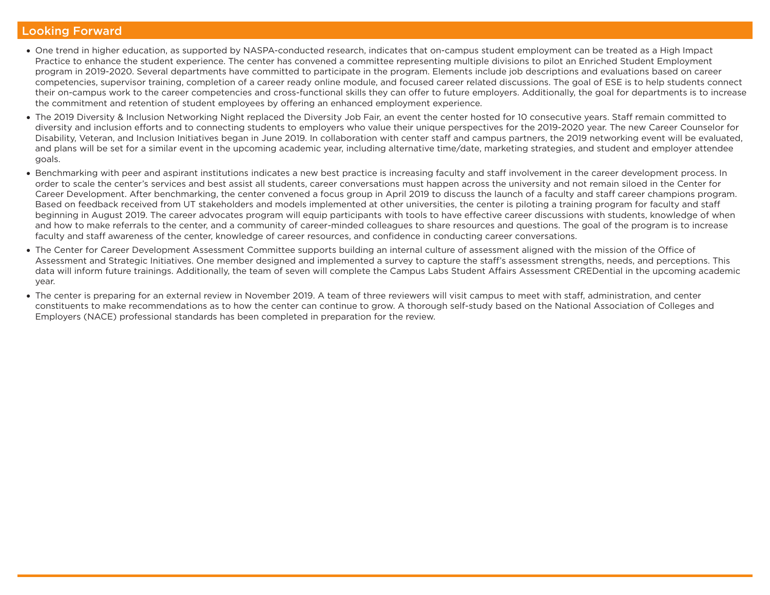## Looking Forward

- One trend in higher education, as supported by NASPA-conducted research, indicates that on-campus student employment can be treated as a High Impact Practice to enhance the student experience. The center has convened a committee representing multiple divisions to pilot an Enriched Student Employment program in 2019-2020. Several departments have committed to participate in the program. Elements include job descriptions and evaluations based on career competencies, supervisor training, completion of a career ready online module, and focused career related discussions. The goal of ESE is to help students connect their on-campus work to the career competencies and cross-functional skills they can offer to future employers. Additionally, the goal for departments is to increase the commitment and retention of student employees by offering an enhanced employment experience.
- The 2019 Diversity & Inclusion Networking Night replaced the Diversity Job Fair, an event the center hosted for 10 consecutive years. Staff remain committed to diversity and inclusion efforts and to connecting students to employers who value their unique perspectives for the 2019-2020 year. The new Career Counselor for Disability, Veteran, and Inclusion Initiatives began in June 2019. In collaboration with center staff and campus partners, the 2019 networking event will be evaluated, and plans will be set for a similar event in the upcoming academic year, including alternative time/date, marketing strategies, and student and employer attendee goals.
- Benchmarking with peer and aspirant institutions indicates a new best practice is increasing faculty and staff involvement in the career development process. In order to scale the center's services and best assist all students, career conversations must happen across the university and not remain siloed in the Center for Career Development. After benchmarking, the center convened a focus group in April 2019 to discuss the launch of a faculty and staff career champions program. Based on feedback received from UT stakeholders and models implemented at other universities, the center is piloting a training program for faculty and staff beginning in August 2019. The career advocates program will equip participants with tools to have effective career discussions with students, knowledge of when and how to make referrals to the center, and a community of career-minded colleagues to share resources and questions. The goal of the program is to increase faculty and staff awareness of the center, knowledge of career resources, and confidence in conducting career conversations.
- The Center for Career Development Assessment Committee supports building an internal culture of assessment aligned with the mission of the Office of Assessment and Strategic Initiatives. One member designed and implemented a survey to capture the staff's assessment strengths, needs, and perceptions. This data will inform future trainings. Additionally, the team of seven will complete the Campus Labs Student Affairs Assessment CREDential in the upcoming academic year.
- The center is preparing for an external review in November 2019. A team of three reviewers will visit campus to meet with staff, administration, and center constituents to make recommendations as to how the center can continue to grow. A thorough self-study based on the National Association of Colleges and Employers (NACE) professional standards has been completed in preparation for the review.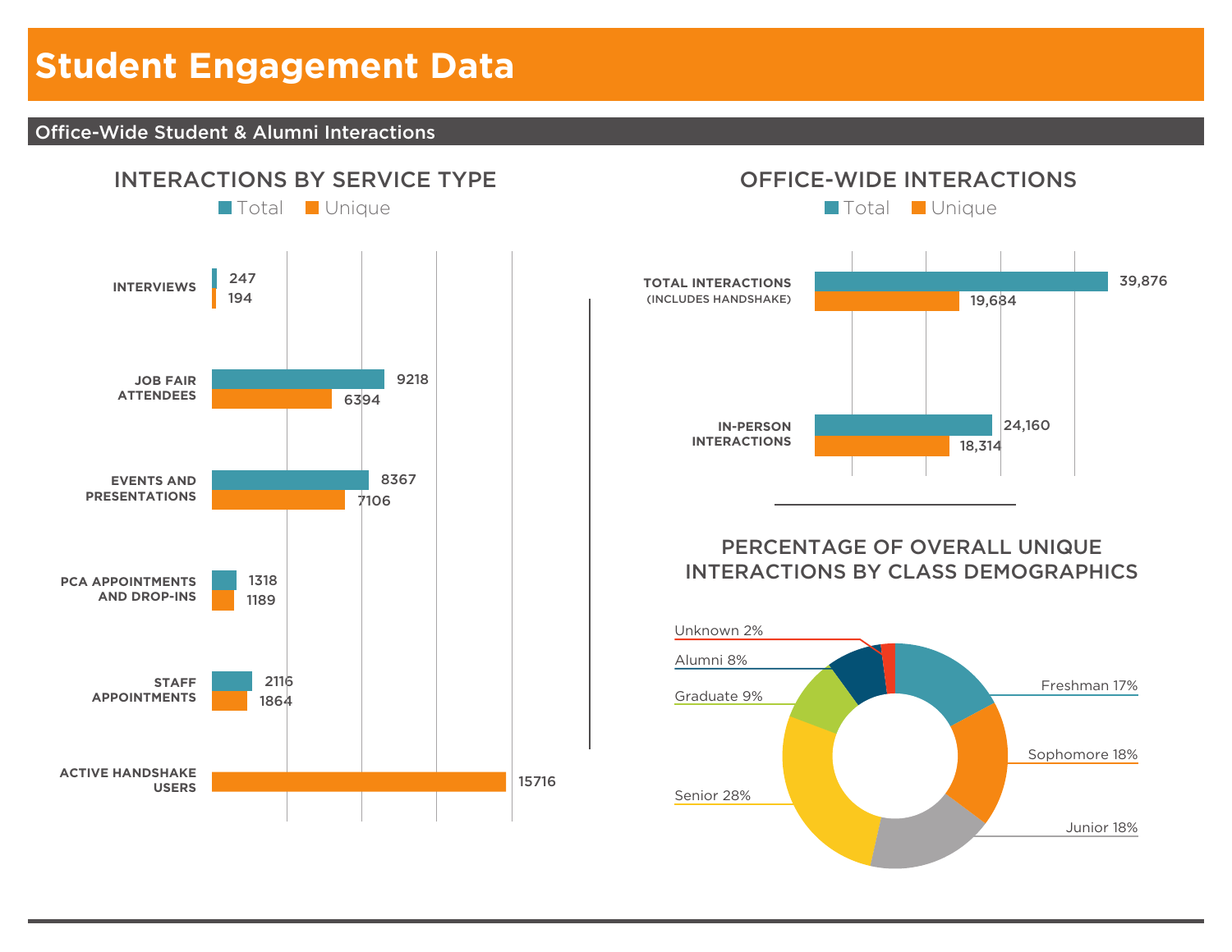# Student Engagement Data

## Office-Wide Student & Alumni Interactions

### INTERACTIONS BY SERVICE TYPE

| Service Type | Total | Unique |
|---|---|---|
| INTERVIEWS | 247 | 194 |
| JOB FAIR ATTENDEES | 9218 | 6394 |
| EVENTS AND PRESENTATIONS | 8367 | 7106 |
| PCA APPOINTMENTS AND DROP-INS | 1318 | 1189 |
| STAFF APPOINTMENTS | 2116 | 1864 |
| ACTIVE HANDSHAKE USERS | | 15716 |

### OFFICE-WIDE INTERACTIONS

| | Total | Unique |
|---|---|---|
| TOTAL INTERACTIONS (INCLUDES HANDSHAKE) | 39,876 | 19,684 |
| IN-PERSON INTERACTIONS | 24,160 | 18,314 |

### PERCENTAGE OF OVERALL UNIQUE INTERACTIONS BY CLASS DEMOGRAPHICS

| Class | Percentage |
|---|---|
| Freshman | 17% |
| Sophomore | 18% |
| Junior | 18% |
| Senior | 28% |
| Graduate | 9% |
| Alumni | 8% |
| Unknown | 2% |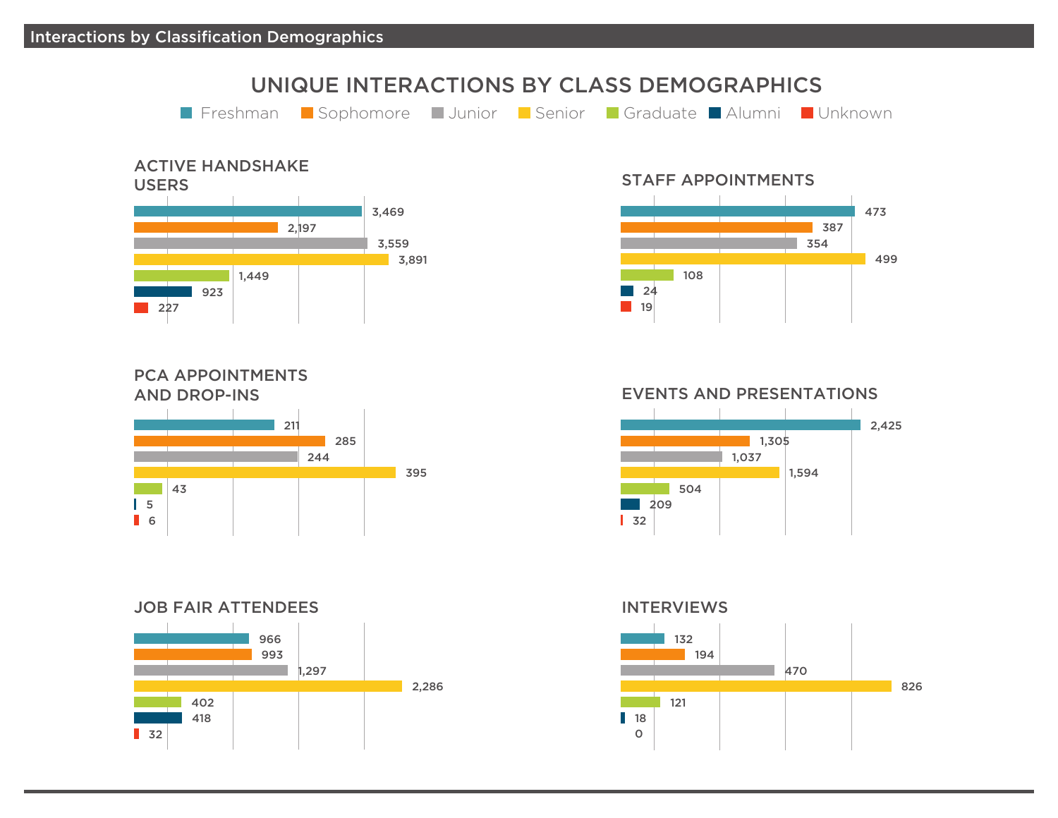## Interactions by Classification Demographics

# UNIQUE INTERACTIONS BY CLASS DEMOGRAPHICS

Legend: Freshman, Sophomore, Junior, Senior, Graduate, Alumni, Unknown

### ACTIVE HANDSHAKE USERS

| Classification | Count |
|---|---|
| Freshman | 3,469 |
| Sophomore | 2,197 |
| Junior | 3,559 |
| Senior | 3,891 |
| Graduate | 1,449 |
| Alumni | 923 |
| Unknown | 227 |

### STAFF APPOINTMENTS

| Classification | Count |
|---|---|
| Freshman | 473 |
| Sophomore | 387 |
| Junior | 354 |
| Senior | 499 |
| Graduate | 108 |
| Alumni | 24 |
| Unknown | 19 |

### PCA APPOINTMENTS AND DROP-INS

| Classification | Count |
|---|---|
| Freshman | 211 |
| Sophomore | 285 |
| Junior | 244 |
| Senior | 395 |
| Graduate | 43 |
| Alumni | 5 |
| Unknown | 6 |

### EVENTS AND PRESENTATIONS

| Classification | Count |
|---|---|
| Freshman | 2,425 |
| Sophomore | 1,305 |
| Junior | 1,037 |
| Senior | 1,594 |
| Graduate | 504 |
| Alumni | 209 |
| Unknown | 32 |

### JOB FAIR ATTENDEES

| Classification | Count |
|---|---|
| Freshman | 966 |
| Sophomore | 993 |
| Junior | 1,297 |
| Senior | 2,286 |
| Graduate | 402 |
| Alumni | 418 |
| Unknown | 32 |

### INTERVIEWS

| Classification | Count |
|---|---|
| Freshman | 132 |
| Sophomore | 194 |
| Junior | 470 |
| Senior | 826 |
| Graduate | 121 |
| Alumni | 18 |
| Unknown | 0 |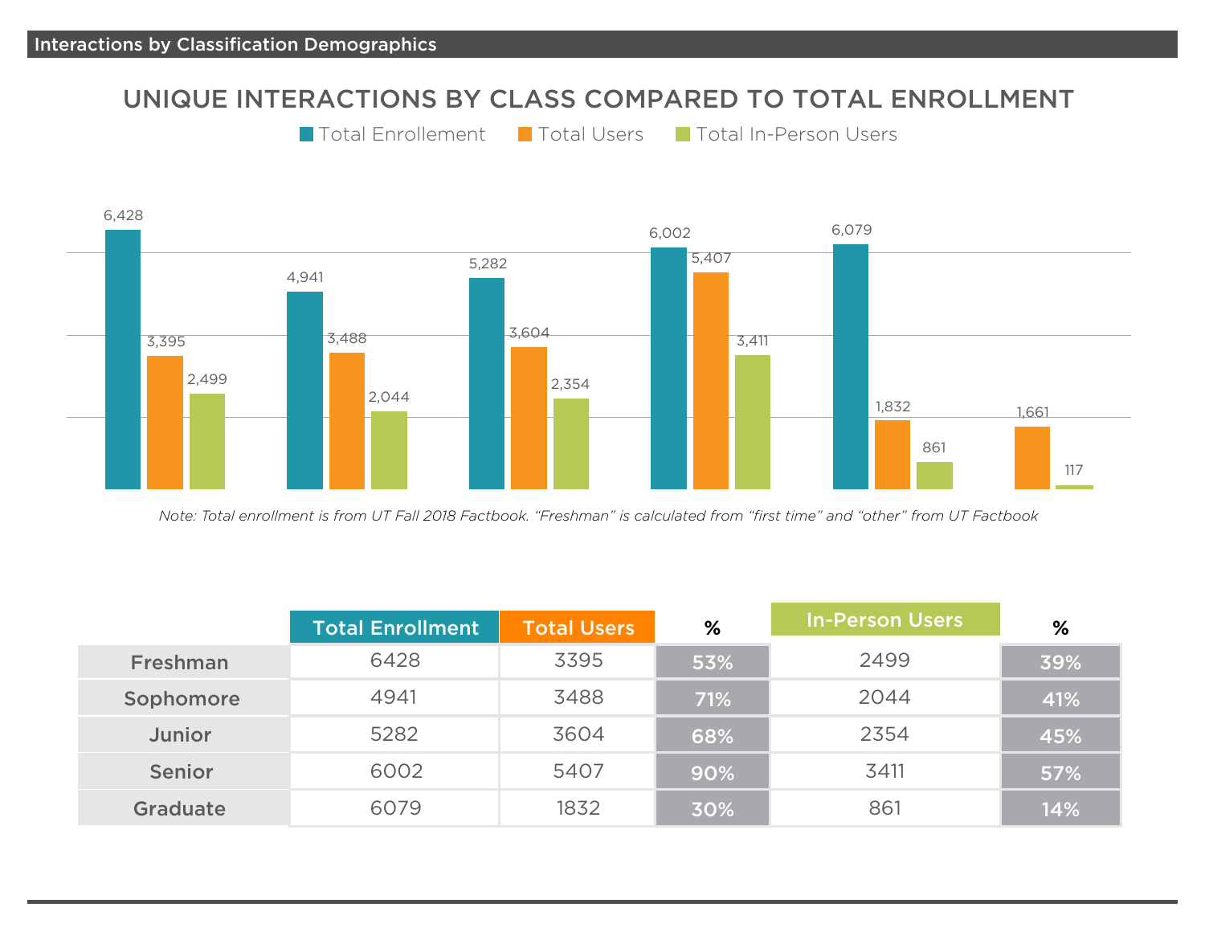## Interactions by Classification Demographics

### UNIQUE INTERACTIONS BY CLASS COMPARED TO TOTAL ENROLLMENT

Total Enrollement | Total Users | Total In-Person Users

| | Total Enrollement | Total Users | Total In-Person Users |
|---|---|---|---|
| | 6,428 | 3,395 | 2,499 |
| | 4,941 | 3,488 | 2,044 |
| | 5,282 | 3,604 | 2,354 |
| | 6,002 | 5,407 | 3,411 |
| | 6,079 | 1,832 | 861 |
| | | 1,661 | 117 |

*Note: Total enrollment is from UT Fall 2018 Factbook. "Freshman" is calculated from "first time" and "other" from UT Factbook*

| | Total Enrollment | Total Users | % | In-Person Users | % |
|---|---|---|---|---|---|
| **Freshman** | 6428 | 3395 | **53%** | 2499 | **39%** |
| **Sophomore** | 4941 | 3488 | **71%** | 2044 | **41%** |
| **Junior** | 5282 | 3604 | **68%** | 2354 | **45%** |
| **Senior** | 6002 | 5407 | **90%** | 3411 | **57%** |
| **Graduate** | 6079 | 1832 | **30%** | 861 | **14%** |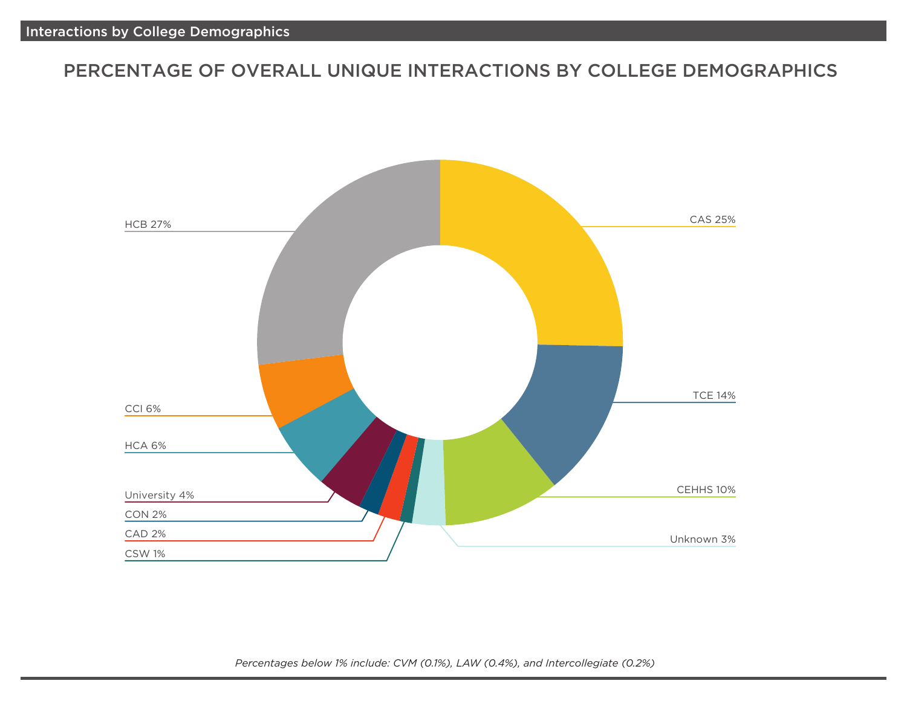## Interactions by College Demographics

### PERCENTAGE OF OVERALL UNIQUE INTERACTIONS BY COLLEGE DEMOGRAPHICS

| College | Percentage |
|---|---|
| HCB | 27% |
| CAS | 25% |
| TCE | 14% |
| CEHHS | 10% |
| CCI | 6% |
| HCA | 6% |
| University | 4% |
| Unknown | 3% |
| CON | 2% |
| CAD | 2% |
| CSW | 1% |

*Percentages below 1% include: CVM (0.1%), LAW (0.4%), and Intercollegiate (0.2%)*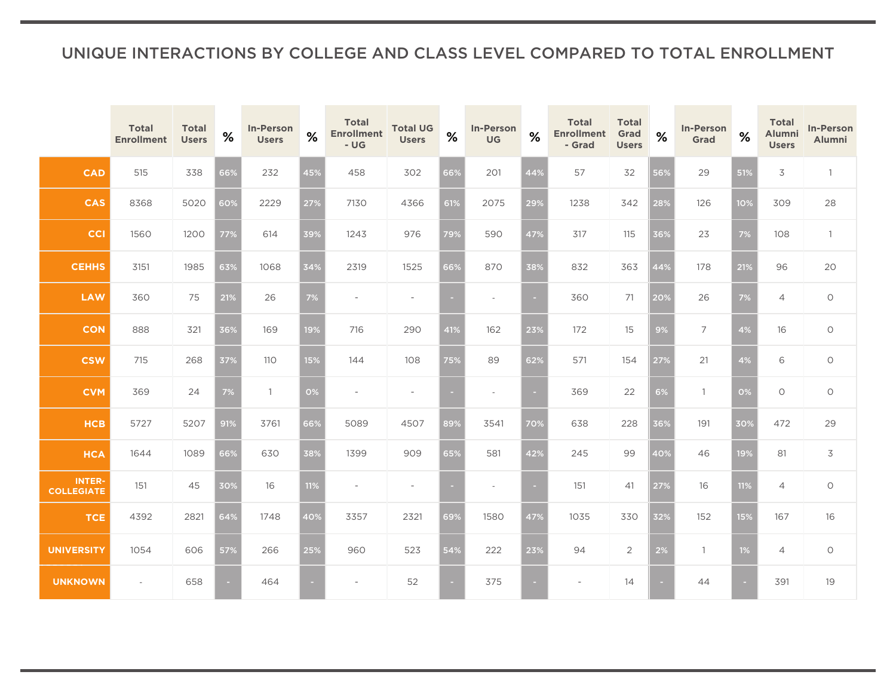# UNIQUE INTERACTIONS BY COLLEGE AND CLASS LEVEL COMPARED TO TOTAL ENROLLMENT

| | Total Enrollment | Total Users | % | In-Person Users | % | Total Enrollment - UG | Total UG Users | % | In-Person UG | % | Total Enrollment - Grad | Total Grad Users | % | In-Person Grad | % | Total Alumni Users | In-Person Alumni |
|---|---|---|---|---|---|---|---|---|---|---|---|---|---|---|---|---|---|
| CAD | 515 | 338 | 66% | 232 | 45% | 458 | 302 | 66% | 201 | 44% | 57 | 32 | 56% | 29 | 51% | 3 | 1 |
| CAS | 8368 | 5020 | 60% | 2229 | 27% | 7130 | 4366 | 61% | 2075 | 29% | 1238 | 342 | 28% | 126 | 10% | 309 | 28 |
| CCI | 1560 | 1200 | 77% | 614 | 39% | 1243 | 976 | 79% | 590 | 47% | 317 | 115 | 36% | 23 | 7% | 108 | 1 |
| CEHHS | 3151 | 1985 | 63% | 1068 | 34% | 2319 | 1525 | 66% | 870 | 38% | 832 | 363 | 44% | 178 | 21% | 96 | 20 |
| LAW | 360 | 75 | 21% | 26 | 7% | - | - | - | - | - | 360 | 71 | 20% | 26 | 7% | 4 | 0 |
| CON | 888 | 321 | 36% | 169 | 19% | 716 | 290 | 41% | 162 | 23% | 172 | 15 | 9% | 7 | 4% | 16 | 0 |
| CSW | 715 | 268 | 37% | 110 | 15% | 144 | 108 | 75% | 89 | 62% | 571 | 154 | 27% | 21 | 4% | 6 | 0 |
| CVM | 369 | 24 | 7% | 1 | 0% | - | - | - | - | - | 369 | 22 | 6% | 1 | 0% | 0 | 0 |
| HCB | 5727 | 5207 | 91% | 3761 | 66% | 5089 | 4507 | 89% | 3541 | 70% | 638 | 228 | 36% | 191 | 30% | 472 | 29 |
| HCA | 1644 | 1089 | 66% | 630 | 38% | 1399 | 909 | 65% | 581 | 42% | 245 | 99 | 40% | 46 | 19% | 81 | 3 |
| INTER-COLLEGIATE | 151 | 45 | 30% | 16 | 11% | - | - | - | - | - | 151 | 41 | 27% | 16 | 11% | 4 | 0 |
| TCE | 4392 | 2821 | 64% | 1748 | 40% | 3357 | 2321 | 69% | 1580 | 47% | 1035 | 330 | 32% | 152 | 15% | 167 | 16 |
| UNIVERSITY | 1054 | 606 | 57% | 266 | 25% | 960 | 523 | 54% | 222 | 23% | 94 | 2 | 2% | 1 | 1% | 4 | 0 |
| UNKNOWN | - | 658 | - | 464 | - | - | 52 | - | 375 | - | - | 14 | - | 44 | - | 391 | 19 |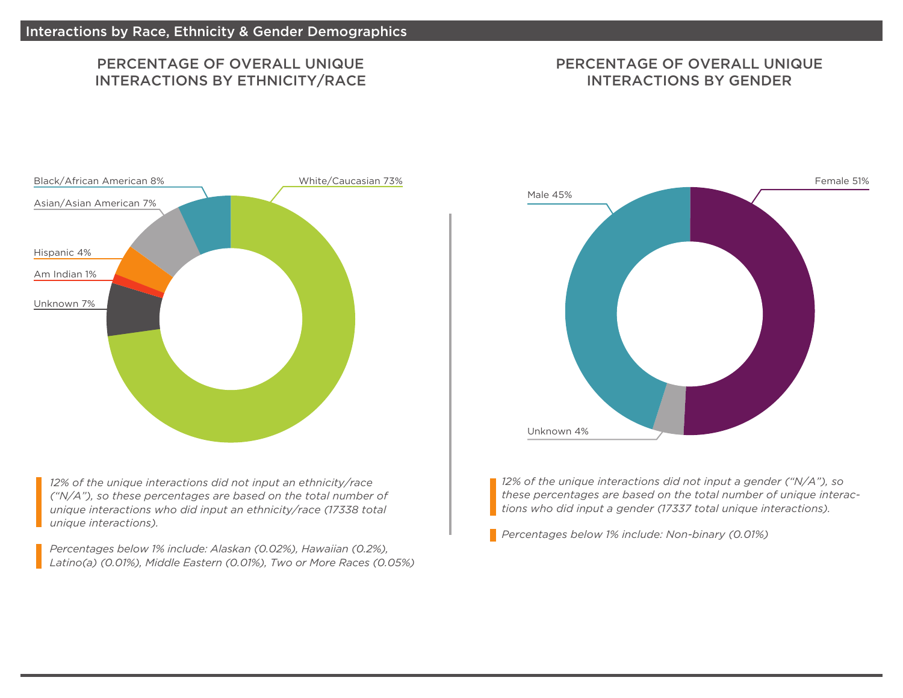## Interactions by Race, Ethnicity & Gender Demographics

### PERCENTAGE OF OVERALL UNIQUE INTERACTIONS BY ETHNICITY/RACE

Black/African American 8%

White/Caucasian 73%

Asian/Asian American 7%

Hispanic 4%

Am Indian 1%

Unknown 7%

*12% of the unique interactions did not input an ethnicity/race ("N/A"), so these percentages are based on the total number of unique interactions who did input an ethnicity/race (17338 total unique interactions).*

*Percentages below 1% include: Alaskan (0.02%), Hawaiian (0.2%), Latino(a) (0.01%), Middle Eastern (0.01%), Two or More Races (0.05%)*

### PERCENTAGE OF OVERALL UNIQUE INTERACTIONS BY GENDER

Male 45%

Female 51%

Unknown 4%

*12% of the unique interactions did not input a gender ("N/A"), so these percentages are based on the total number of unique interactions who did input a gender (17337 total unique interactions).*

*Percentages below 1% include: Non-binary (0.01%)*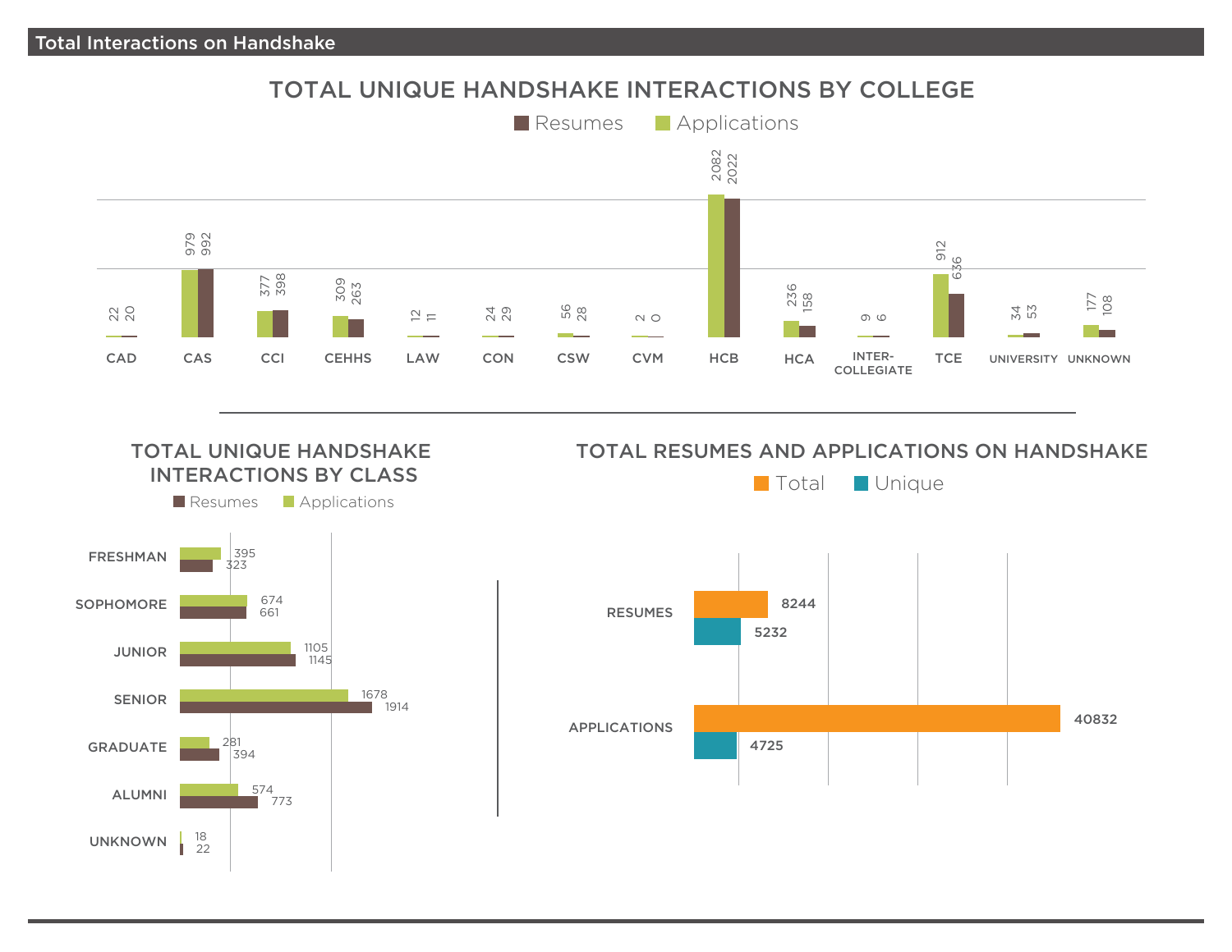## Total Interactions on Handshake

### TOTAL UNIQUE HANDSHAKE INTERACTIONS BY COLLEGE

| College | Applications | Resumes |
|---|---|---|
| CAD | 22 | 20 |
| CAS | 979 | 992 |
| CCI | 377 | 398 |
| CEHHS | 309 | 263 |
| LAW | 12 | 11 |
| CON | 24 | 29 |
| CSW | 56 | 28 |
| CVM | 2 | 0 |
| HCB | 2082 | 2022 |
| HCA | 236 | 158 |
| INTER-COLLEGIATE | 9 | 6 |
| TCE | 912 | 636 |
| UNIVERSITY | 34 | 53 |
| UNKNOWN | 177 | 108 |

### TOTAL UNIQUE HANDSHAKE INTERACTIONS BY CLASS

| Class | Applications | Resumes |
|---|---|---|
| FRESHMAN | 395 | 323 |
| SOPHOMORE | 674 | 661 |
| JUNIOR | 1105 | 1145 |
| SENIOR | 1678 | 1914 |
| GRADUATE | 281 | 394 |
| ALUMNI | 574 | 773 |
| UNKNOWN | 18 | 22 |

### TOTAL RESUMES AND APPLICATIONS ON HANDSHAKE

| | Total | Unique |
|---|---|---|
| RESUMES | 8244 | 5232 |
| APPLICATIONS | 40832 | 4725 |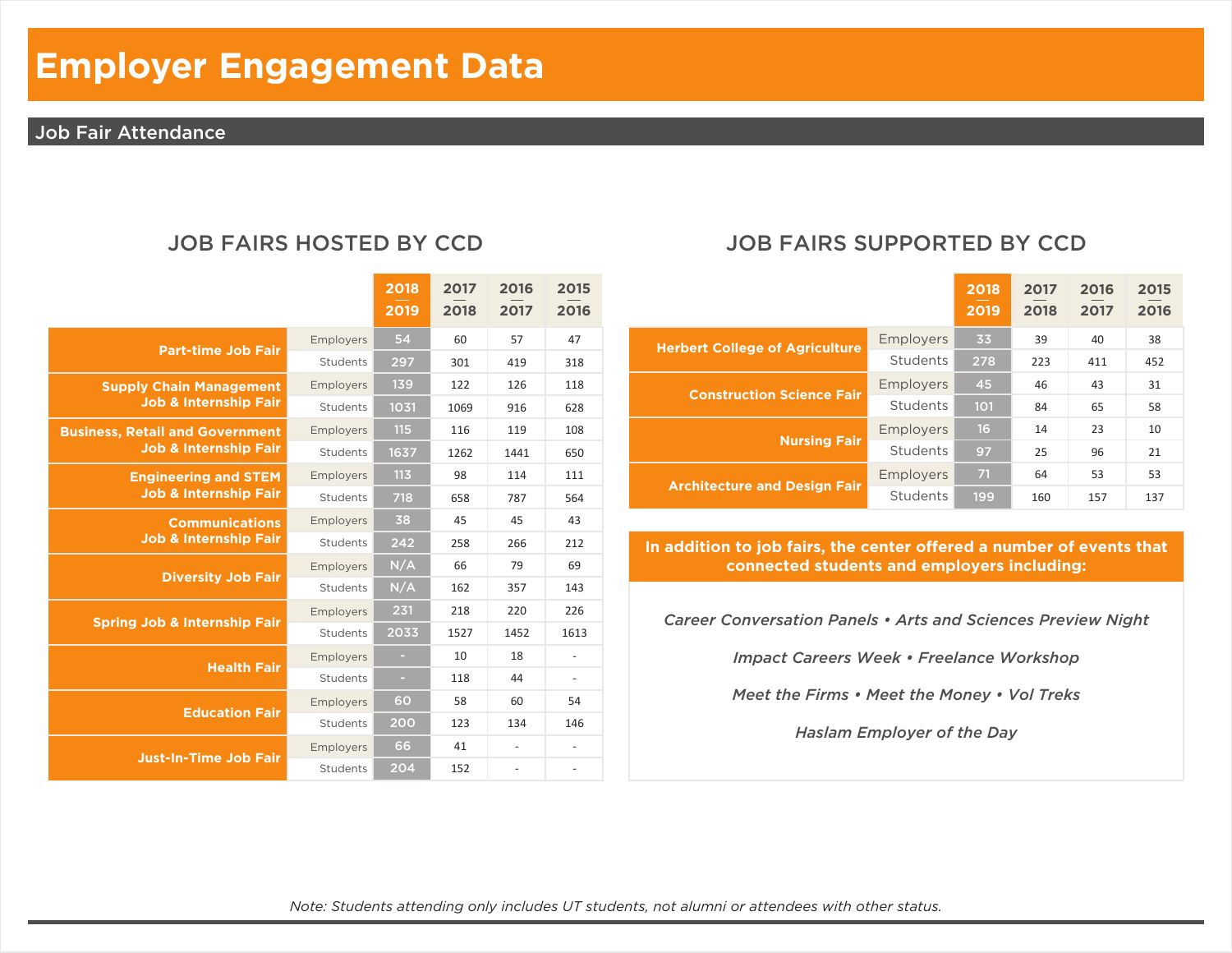# Employer Engagement Data

## Job Fair Attendance

### JOB FAIRS HOSTED BY CCD

| | | 2018–2019 | 2017–2018 | 2016–2017 | 2015–2016 |
|---|---|---|---|---|---|
| Part-time Job Fair | Employers | 54 | 60 | 57 | 47 |
| | Students | 297 | 301 | 419 | 318 |
| Supply Chain Management Job & Internship Fair | Employers | 139 | 122 | 126 | 118 |
| | Students | 1031 | 1069 | 916 | 628 |
| Business, Retail and Government Job & Internship Fair | Employers | 115 | 116 | 119 | 108 |
| | Students | 1637 | 1262 | 1441 | 650 |
| Engineering and STEM Job & Internship Fair | Employers | 113 | 98 | 114 | 111 |
| | Students | 718 | 658 | 787 | 564 |
| Communications Job & Internship Fair | Employers | 38 | 45 | 45 | 43 |
| | Students | 242 | 258 | 266 | 212 |
| Diversity Job Fair | Employers | N/A | 66 | 79 | 69 |
| | Students | N/A | 162 | 357 | 143 |
| Spring Job & Internship Fair | Employers | 231 | 218 | 220 | 226 |
| | Students | 2033 | 1527 | 1452 | 1613 |
| Health Fair | Employers | - | 10 | 18 | - |
| | Students | - | 118 | 44 | - |
| Education Fair | Employers | 60 | 58 | 60 | 54 |
| | Students | 200 | 123 | 134 | 146 |
| Just-In-Time Job Fair | Employers | 66 | 41 | - | - |
| | Students | 204 | 152 | - | - |

### JOB FAIRS SUPPORTED BY CCD

| | | 2018–2019 | 2017–2018 | 2016–2017 | 2015–2016 |
|---|---|---|---|---|---|
| Herbert College of Agriculture | Employers | 33 | 39 | 40 | 38 |
| | Students | 278 | 223 | 411 | 452 |
| Construction Science Fair | Employers | 45 | 46 | 43 | 31 |
| | Students | 101 | 84 | 65 | 58 |
| Nursing Fair | Employers | 16 | 14 | 23 | 10 |
| | Students | 97 | 25 | 96 | 21 |
| Architecture and Design Fair | Employers | 71 | 64 | 53 | 53 |
| | Students | 199 | 160 | 157 | 137 |

**In addition to job fairs, the center offered a number of events that connected students and employers including:**

*Career Conversation Panels • Arts and Sciences Preview Night*

*Impact Careers Week • Freelance Workshop*

*Meet the Firms • Meet the Money • Vol Treks*

*Haslam Employer of the Day*

*Note: Students attending only includes UT students, not alumni or attendees with other status.*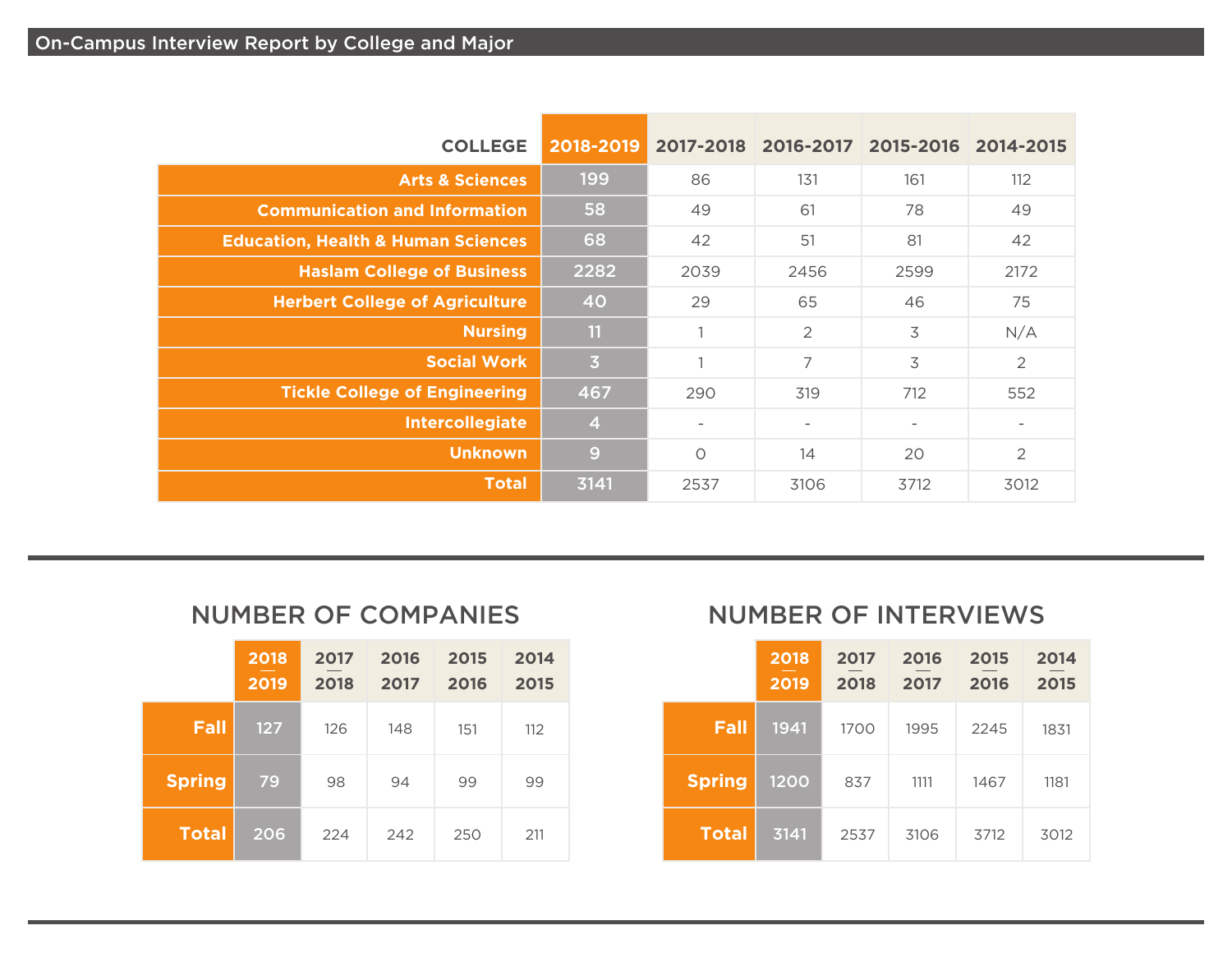## On-Campus Interview Report by College and Major

| COLLEGE | 2018-2019 | 2017-2018 | 2016-2017 | 2015-2016 | 2014-2015 |
|---|---|---|---|---|---|
| Arts & Sciences | 199 | 86 | 131 | 161 | 112 |
| Communication and Information | 58 | 49 | 61 | 78 | 49 |
| Education, Health & Human Sciences | 68 | 42 | 51 | 81 | 42 |
| Haslam College of Business | 2282 | 2039 | 2456 | 2599 | 2172 |
| Herbert College of Agriculture | 40 | 29 | 65 | 46 | 75 |
| Nursing | 11 | 1 | 2 | 3 | N/A |
| Social Work | 3 | 1 | 7 | 3 | 2 |
| Tickle College of Engineering | 467 | 290 | 319 | 712 | 552 |
| Intercollegiate | 4 | - | - | - | - |
| Unknown | 9 | 0 | 14 | 20 | 2 |
| Total | 3141 | 2537 | 3106 | 3712 | 3012 |

### NUMBER OF COMPANIES

| | 2018–2019 | 2017–2018 | 2016–2017 | 2015–2016 | 2014–2015 |
|---|---|---|---|---|---|
| Fall | 127 | 126 | 148 | 151 | 112 |
| Spring | 79 | 98 | 94 | 99 | 99 |
| Total | 206 | 224 | 242 | 250 | 211 |

### NUMBER OF INTERVIEWS

| | 2018–2019 | 2017–2018 | 2016–2017 | 2015–2016 | 2014–2015 |
|---|---|---|---|---|---|
| Fall | 1941 | 1700 | 1995 | 2245 | 1831 |
| Spring | 1200 | 837 | 1111 | 1467 | 1181 |
| Total | 3141 | 2537 | 3106 | 3712 | 3012 |